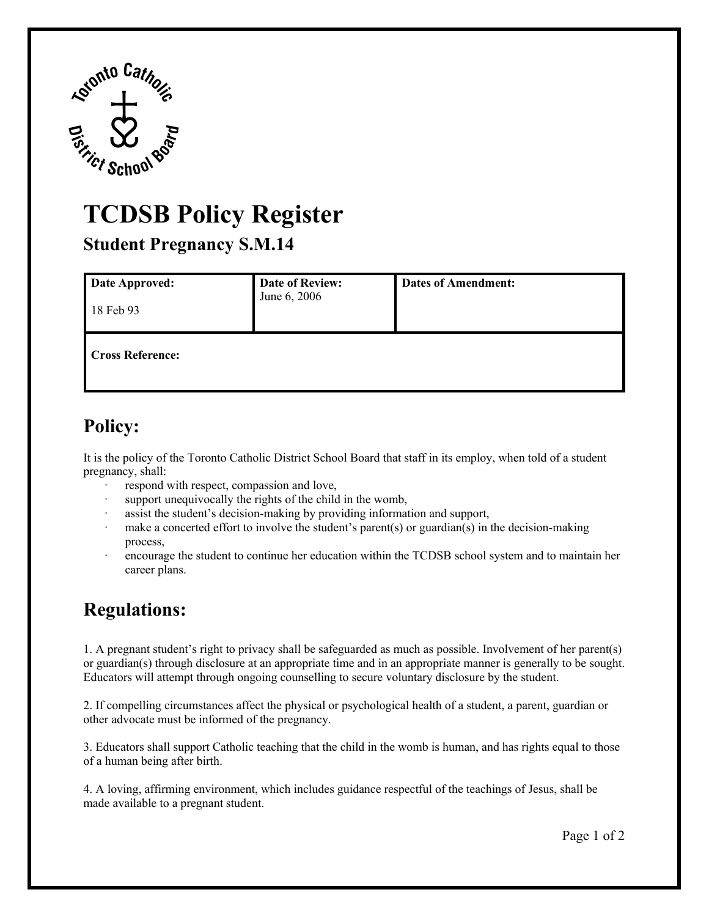# TCDSB Policy Register

## Student Pregnancy S.M.14

| Date Approved: 18 Feb 93 | Date of Review: June 6, 2006 | Dates of Amendment: |
|---|---|---|
| Cross Reference: | | |

## Policy:

It is the policy of the Toronto Catholic District School Board that staff in its employ, when told of a student pregnancy, shall:

- respond with respect, compassion and love,
- support unequivocally the rights of the child in the womb,
- assist the student's decision-making by providing information and support,
- make a concerted effort to involve the student's parent(s) or guardian(s) in the decision-making process,
- encourage the student to continue her education within the TCDSB school system and to maintain her career plans.

## Regulations:

1. A pregnant student's right to privacy shall be safeguarded as much as possible. Involvement of her parent(s) or guardian(s) through disclosure at an appropriate time and in an appropriate manner is generally to be sought. Educators will attempt through ongoing counselling to secure voluntary disclosure by the student.

2. If compelling circumstances affect the physical or psychological health of a student, a parent, guardian or other advocate must be informed of the pregnancy.

3. Educators shall support Catholic teaching that the child in the womb is human, and has rights equal to those of a human being after birth.

4. A loving, affirming environment, which includes guidance respectful of the teachings of Jesus, shall be made available to a pregnant student.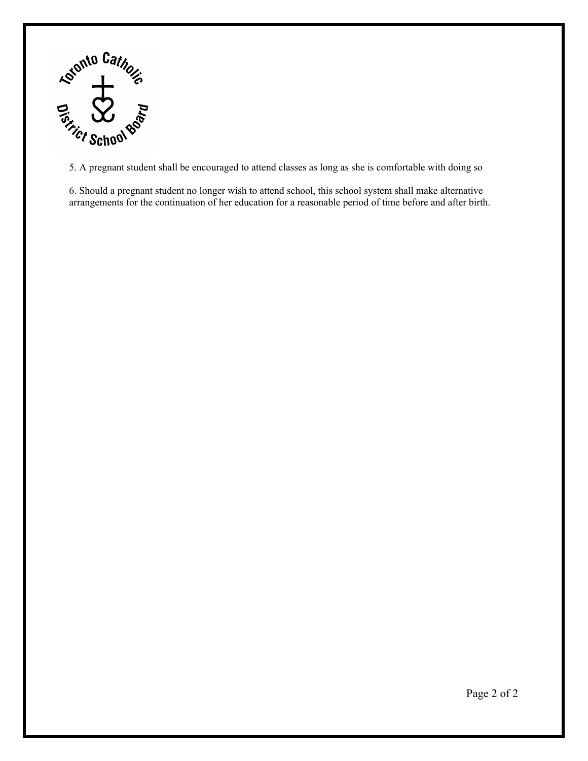5. A pregnant student shall be encouraged to attend classes as long as she is comfortable with doing so

6. Should a pregnant student no longer wish to attend school, this school system shall make alternative arrangements for the continuation of her education for a reasonable period of time before and after birth.